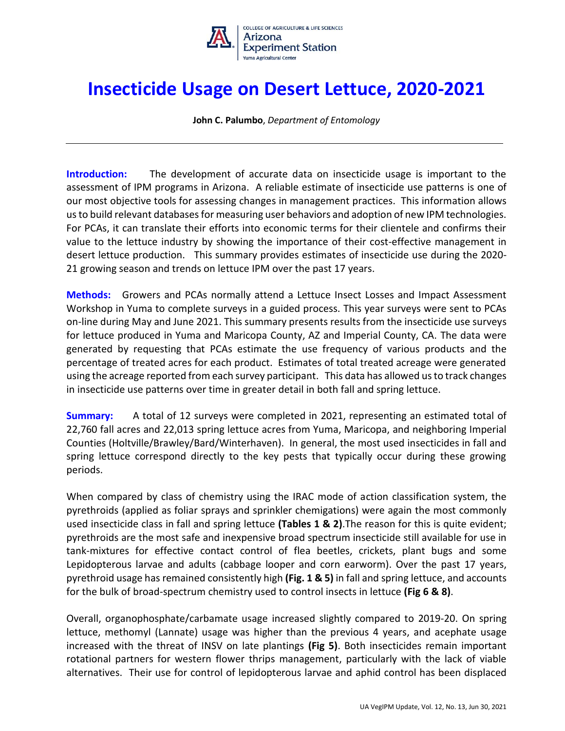COLLEGE OF AGRICULTURE & LIFE SCIENCES
Arizona Experiment Station
Yuma Agricultural Center

# Insecticide Usage on Desert Lettuce, 2020-2021

**John C. Palumbo**, *Department of Entomology*

---

**Introduction:** The development of accurate data on insecticide usage is important to the assessment of IPM programs in Arizona. A reliable estimate of insecticide use patterns is one of our most objective tools for assessing changes in management practices. This information allows us to build relevant databases for measuring user behaviors and adoption of new IPM technologies. For PCAs, it can translate their efforts into economic terms for their clientele and confirms their value to the lettuce industry by showing the importance of their cost-effective management in desert lettuce production. This summary provides estimates of insecticide use during the 2020-21 growing season and trends on lettuce IPM over the past 17 years.

**Methods:** Growers and PCAs normally attend a Lettuce Insect Losses and Impact Assessment Workshop in Yuma to complete surveys in a guided process. This year surveys were sent to PCAs on-line during May and June 2021. This summary presents results from the insecticide use surveys for lettuce produced in Yuma and Maricopa County, AZ and Imperial County, CA. The data were generated by requesting that PCAs estimate the use frequency of various products and the percentage of treated acres for each product. Estimates of total treated acreage were generated using the acreage reported from each survey participant. This data has allowed us to track changes in insecticide use patterns over time in greater detail in both fall and spring lettuce.

**Summary:** A total of 12 surveys were completed in 2021, representing an estimated total of 22,760 fall acres and 22,013 spring lettuce acres from Yuma, Maricopa, and neighboring Imperial Counties (Holtville/Brawley/Bard/Winterhaven). In general, the most used insecticides in fall and spring lettuce correspond directly to the key pests that typically occur during these growing periods.

When compared by class of chemistry using the IRAC mode of action classification system, the pyrethroids (applied as foliar sprays and sprinkler chemigations) were again the most commonly used insecticide class in fall and spring lettuce **(Tables 1 & 2)**.The reason for this is quite evident; pyrethroids are the most safe and inexpensive broad spectrum insecticide still available for use in tank-mixtures for effective contact control of flea beetles, crickets, plant bugs and some Lepidopterous larvae and adults (cabbage looper and corn earworm). Over the past 17 years, pyrethroid usage has remained consistently high **(Fig. 1 & 5)** in fall and spring lettuce, and accounts for the bulk of broad-spectrum chemistry used to control insects in lettuce **(Fig 6 & 8)**.

Overall, organophosphate/carbamate usage increased slightly compared to 2019-20. On spring lettuce, methomyl (Lannate) usage was higher than the previous 4 years, and acephate usage increased with the threat of INSV on late plantings **(Fig 5)**. Both insecticides remain important rotational partners for western flower thrips management, particularly with the lack of viable alternatives. Their use for control of lepidopterous larvae and aphid control has been displaced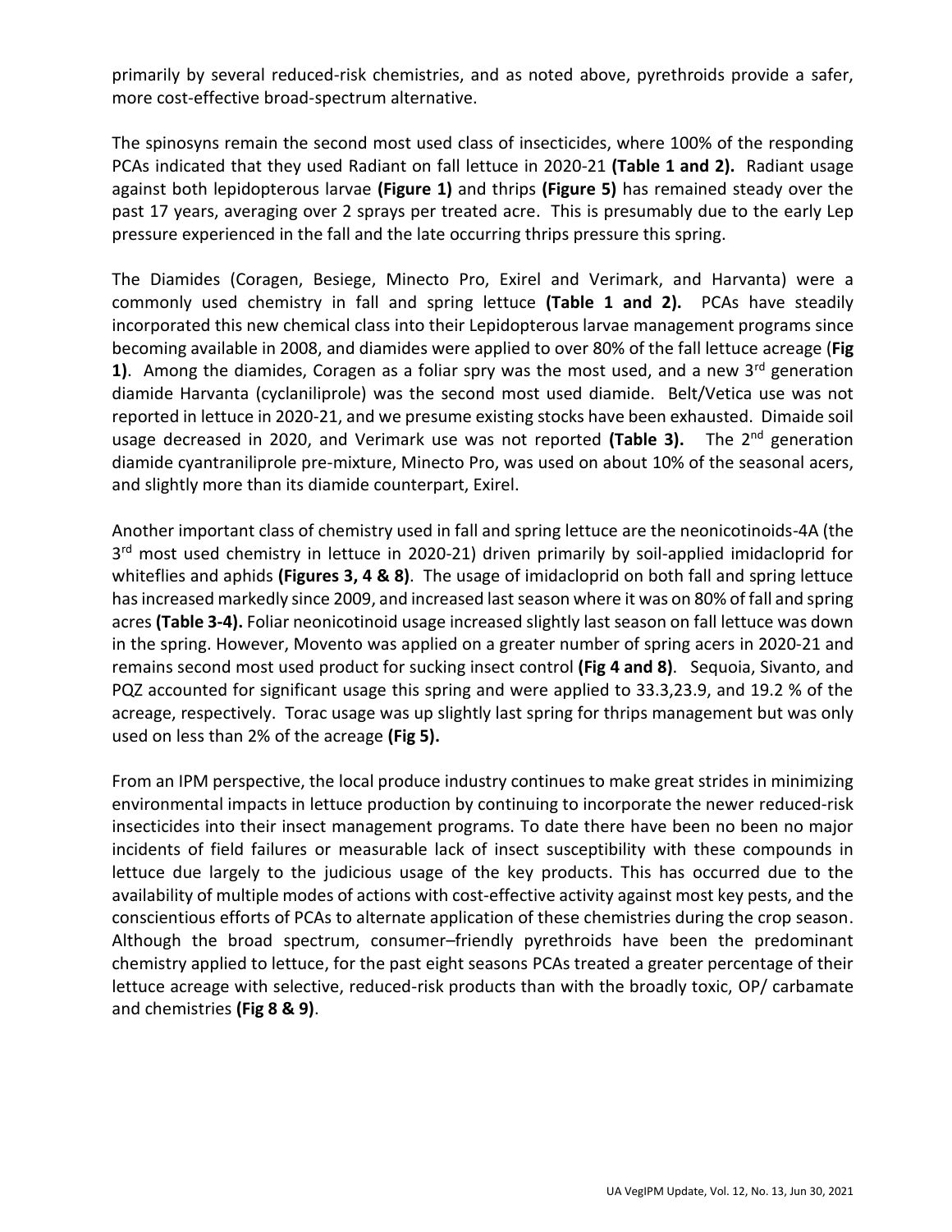primarily by several reduced-risk chemistries, and as noted above, pyrethroids provide a safer, more cost-effective broad-spectrum alternative.

The spinosyns remain the second most used class of insecticides, where 100% of the responding PCAs indicated that they used Radiant on fall lettuce in 2020-21 **(Table 1 and 2).** Radiant usage against both lepidopterous larvae **(Figure 1)** and thrips **(Figure 5)** has remained steady over the past 17 years, averaging over 2 sprays per treated acre. This is presumably due to the early Lep pressure experienced in the fall and the late occurring thrips pressure this spring.

The Diamides (Coragen, Besiege, Minecto Pro, Exirel and Verimark, and Harvanta) were a commonly used chemistry in fall and spring lettuce **(Table 1 and 2).** PCAs have steadily incorporated this new chemical class into their Lepidopterous larvae management programs since becoming available in 2008, and diamides were applied to over 80% of the fall lettuce acreage (**Fig 1)**. Among the diamides, Coragen as a foliar spry was the most used, and a new 3rd generation diamide Harvanta (cyclaniliprole) was the second most used diamide. Belt/Vetica use was not reported in lettuce in 2020-21, and we presume existing stocks have been exhausted. Dimaide soil usage decreased in 2020, and Verimark use was not reported **(Table 3).** The 2nd generation diamide cyantraniliprole pre-mixture, Minecto Pro, was used on about 10% of the seasonal acers, and slightly more than its diamide counterpart, Exirel.

Another important class of chemistry used in fall and spring lettuce are the neonicotinoids-4A (the 3rd most used chemistry in lettuce in 2020-21) driven primarily by soil-applied imidacloprid for whiteflies and aphids **(Figures 3, 4 & 8)**. The usage of imidacloprid on both fall and spring lettuce has increased markedly since 2009, and increased last season where it was on 80% of fall and spring acres **(Table 3-4).** Foliar neonicotinoid usage increased slightly last season on fall lettuce was down in the spring. However, Movento was applied on a greater number of spring acers in 2020-21 and remains second most used product for sucking insect control **(Fig 4 and 8)**. Sequoia, Sivanto, and PQZ accounted for significant usage this spring and were applied to 33.3,23.9, and 19.2 % of the acreage, respectively. Torac usage was up slightly last spring for thrips management but was only used on less than 2% of the acreage **(Fig 5).**

From an IPM perspective, the local produce industry continues to make great strides in minimizing environmental impacts in lettuce production by continuing to incorporate the newer reduced-risk insecticides into their insect management programs. To date there have been no been no major incidents of field failures or measurable lack of insect susceptibility with these compounds in lettuce due largely to the judicious usage of the key products. This has occurred due to the availability of multiple modes of actions with cost-effective activity against most key pests, and the conscientious efforts of PCAs to alternate application of these chemistries during the crop season. Although the broad spectrum, consumer–friendly pyrethroids have been the predominant chemistry applied to lettuce, for the past eight seasons PCAs treated a greater percentage of their lettuce acreage with selective, reduced-risk products than with the broadly toxic, OP/ carbamate and chemistries **(Fig 8 & 9)**.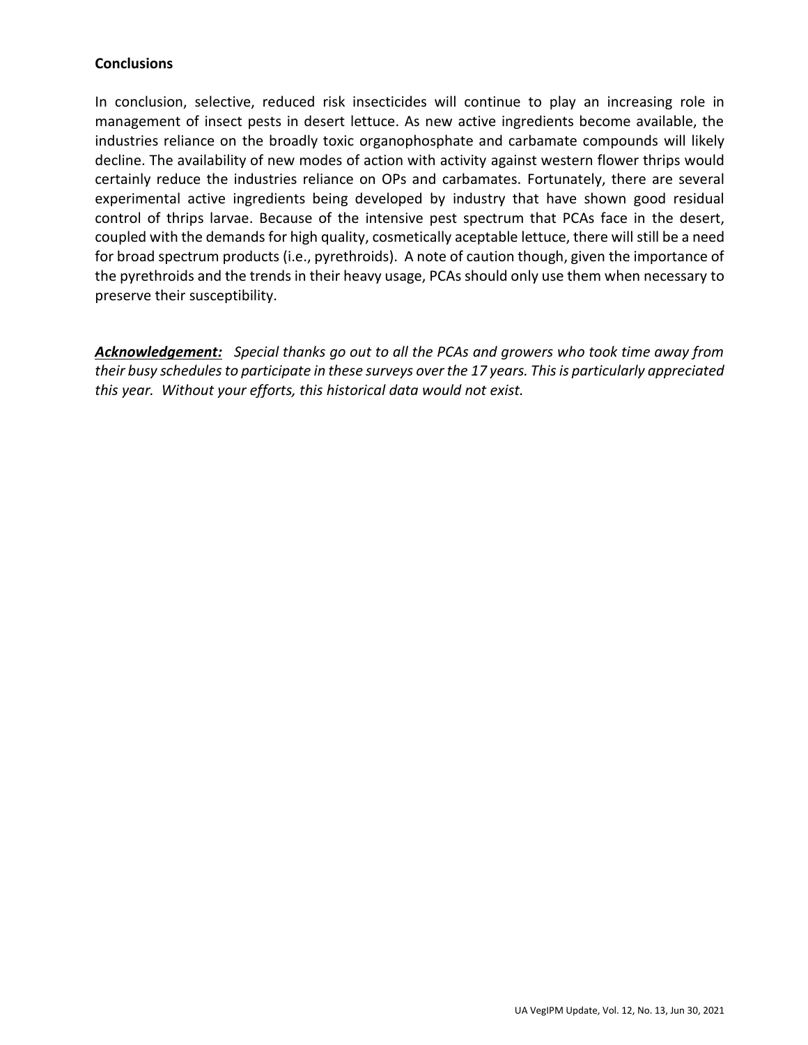**Conclusions**

In conclusion, selective, reduced risk insecticides will continue to play an increasing role in management of insect pests in desert lettuce. As new active ingredients become available, the industries reliance on the broadly toxic organophosphate and carbamate compounds will likely decline. The availability of new modes of action with activity against western flower thrips would certainly reduce the industries reliance on OPs and carbamates. Fortunately, there are several experimental active ingredients being developed by industry that have shown good residual control of thrips larvae. Because of the intensive pest spectrum that PCAs face in the desert, coupled with the demands for high quality, cosmetically aceptable lettuce, there will still be a need for broad spectrum products (i.e., pyrethroids). A note of caution though, given the importance of the pyrethroids and the trends in their heavy usage, PCAs should only use them when necessary to preserve their susceptibility.

***Acknowledgement:*** *Special thanks go out to all the PCAs and growers who took time away from their busy schedules to participate in these surveys over the 17 years. This is particularly appreciated this year. Without your efforts, this historical data would not exist.*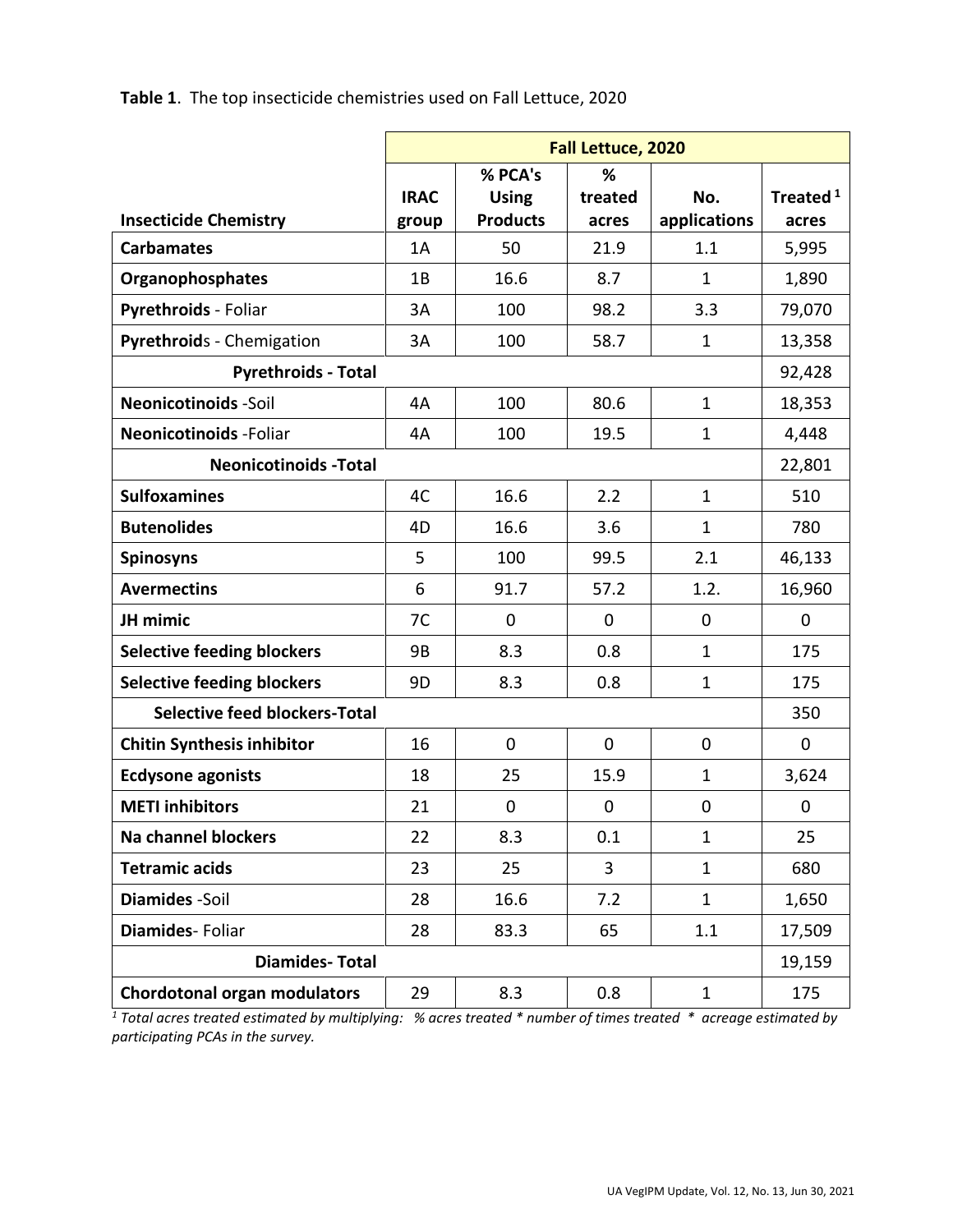**Table 1**. The top insecticide chemistries used on Fall Lettuce, 2020

| Insecticide Chemistry | Fall Lettuce, 2020 | | | | |
|---|---|---|---|---|---|
| | IRAC group | % PCA's Using Products | % treated acres | No. applications | Treated [1] acres |
| **Carbamates** | 1A | 50 | 21.9 | 1.1 | 5,995 |
| **Organophosphates** | 1B | 16.6 | 8.7 | 1 | 1,890 |
| **Pyrethroids** - Foliar | 3A | 100 | 98.2 | 3.3 | 79,070 |
| **Pyrethroid**s - Chemigation | 3A | 100 | 58.7 | 1 | 13,358 |
| **Pyrethroids - Total** | | | | | 92,428 |
| **Neonicotinoids** -Soil | 4A | 100 | 80.6 | 1 | 18,353 |
| **Neonicotinoids** -Foliar | 4A | 100 | 19.5 | 1 | 4,448 |
| **Neonicotinoids -Total** | | | | | 22,801 |
| **Sulfoxamines** | 4C | 16.6 | 2.2 | 1 | 510 |
| **Butenolides** | 4D | 16.6 | 3.6 | 1 | 780 |
| **Spinosyns** | 5 | 100 | 99.5 | 2.1 | 46,133 |
| **Avermectins** | 6 | 91.7 | 57.2 | 1.2. | 16,960 |
| **JH mimic** | 7C | 0 | 0 | 0 | 0 |
| **Selective feeding blockers** | 9B | 8.3 | 0.8 | 1 | 175 |
| **Selective feeding blockers** | 9D | 8.3 | 0.8 | 1 | 175 |
| **Selective feed blockers-Total** | | | | | 350 |
| **Chitin Synthesis inhibitor** | 16 | 0 | 0 | 0 | 0 |
| **Ecdysone agonists** | 18 | 25 | 15.9 | 1 | 3,624 |
| **METI inhibitors** | 21 | 0 | 0 | 0 | 0 |
| **Na channel blockers** | 22 | 8.3 | 0.1 | 1 | 25 |
| **Tetramic acids** | 23 | 25 | 3 | 1 | 680 |
| **Diamides** -Soil | 28 | 16.6 | 7.2 | 1 | 1,650 |
| **Diamides**- Foliar | 28 | 83.3 | 65 | 1.1 | 17,509 |
| **Diamides- Total** | | | | | 19,159 |
| **Chordotonal organ modulators** | 29 | 8.3 | 0.8 | 1 | 175 |

*[1] Total acres treated estimated by multiplying: % acres treated * number of times treated * acreage estimated by participating PCAs in the survey.*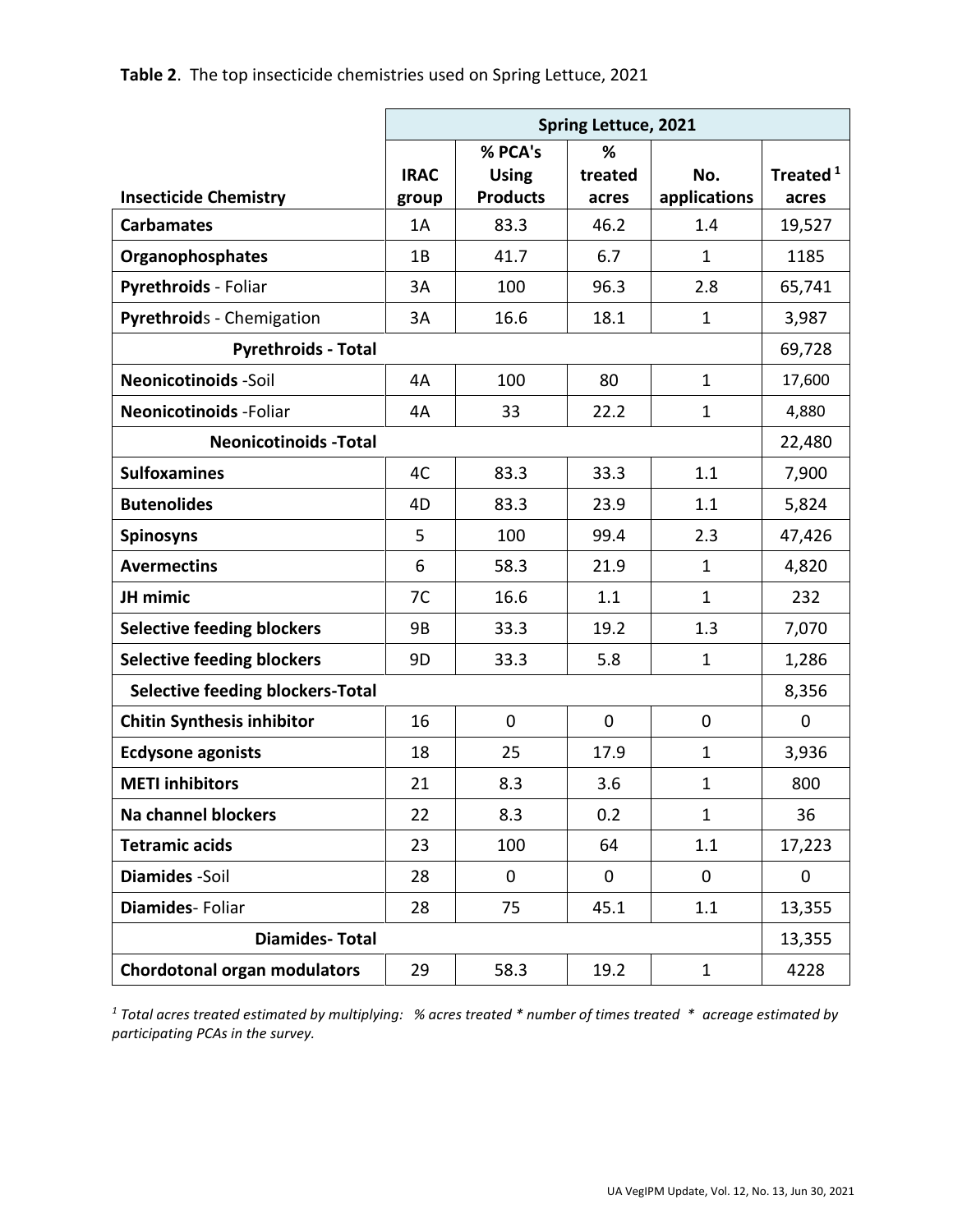**Table 2**. The top insecticide chemistries used on Spring Lettuce, 2021

| | Spring Lettuce, 2021 | | | | |
|---|---|---|---|---|---|
| **Insecticide Chemistry** | **IRAC group** | **% PCA's Using Products** | **% treated acres** | **No. applications** | **Treated [1] acres** |
| **Carbamates** | 1A | 83.3 | 46.2 | 1.4 | 19,527 |
| **Organophosphates** | 1B | 41.7 | 6.7 | 1 | 1185 |
| **Pyrethroids** - Foliar | 3A | 100 | 96.3 | 2.8 | 65,741 |
| **Pyrethroid**s - Chemigation | 3A | 16.6 | 18.1 | 1 | 3,987 |
| **Pyrethroids - Total** | | | | | 69,728 |
| **Neonicotinoids** -Soil | 4A | 100 | 80 | 1 | 17,600 |
| **Neonicotinoids** -Foliar | 4A | 33 | 22.2 | 1 | 4,880 |
| **Neonicotinoids -Total** | | | | | 22,480 |
| **Sulfoxamines** | 4C | 83.3 | 33.3 | 1.1 | 7,900 |
| **Butenolides** | 4D | 83.3 | 23.9 | 1.1 | 5,824 |
| **Spinosyns** | 5 | 100 | 99.4 | 2.3 | 47,426 |
| **Avermectins** | 6 | 58.3 | 21.9 | 1 | 4,820 |
| **JH mimic** | 7C | 16.6 | 1.1 | 1 | 232 |
| **Selective feeding blockers** | 9B | 33.3 | 19.2 | 1.3 | 7,070 |
| **Selective feeding blockers** | 9D | 33.3 | 5.8 | 1 | 1,286 |
| **Selective feeding blockers-Total** | | | | | 8,356 |
| **Chitin Synthesis inhibitor** | 16 | 0 | 0 | 0 | 0 |
| **Ecdysone agonists** | 18 | 25 | 17.9 | 1 | 3,936 |
| **METI inhibitors** | 21 | 8.3 | 3.6 | 1 | 800 |
| **Na channel blockers** | 22 | 8.3 | 0.2 | 1 | 36 |
| **Tetramic acids** | 23 | 100 | 64 | 1.1 | 17,223 |
| **Diamides** -Soil | 28 | 0 | 0 | 0 | 0 |
| **Diamides**- Foliar | 28 | 75 | 45.1 | 1.1 | 13,355 |
| **Diamides- Total** | | | | | 13,355 |
| **Chordotonal organ modulators** | 29 | 58.3 | 19.2 | 1 | 4228 |

*[1] Total acres treated estimated by multiplying: % acres treated * number of times treated * acreage estimated by participating PCAs in the survey.*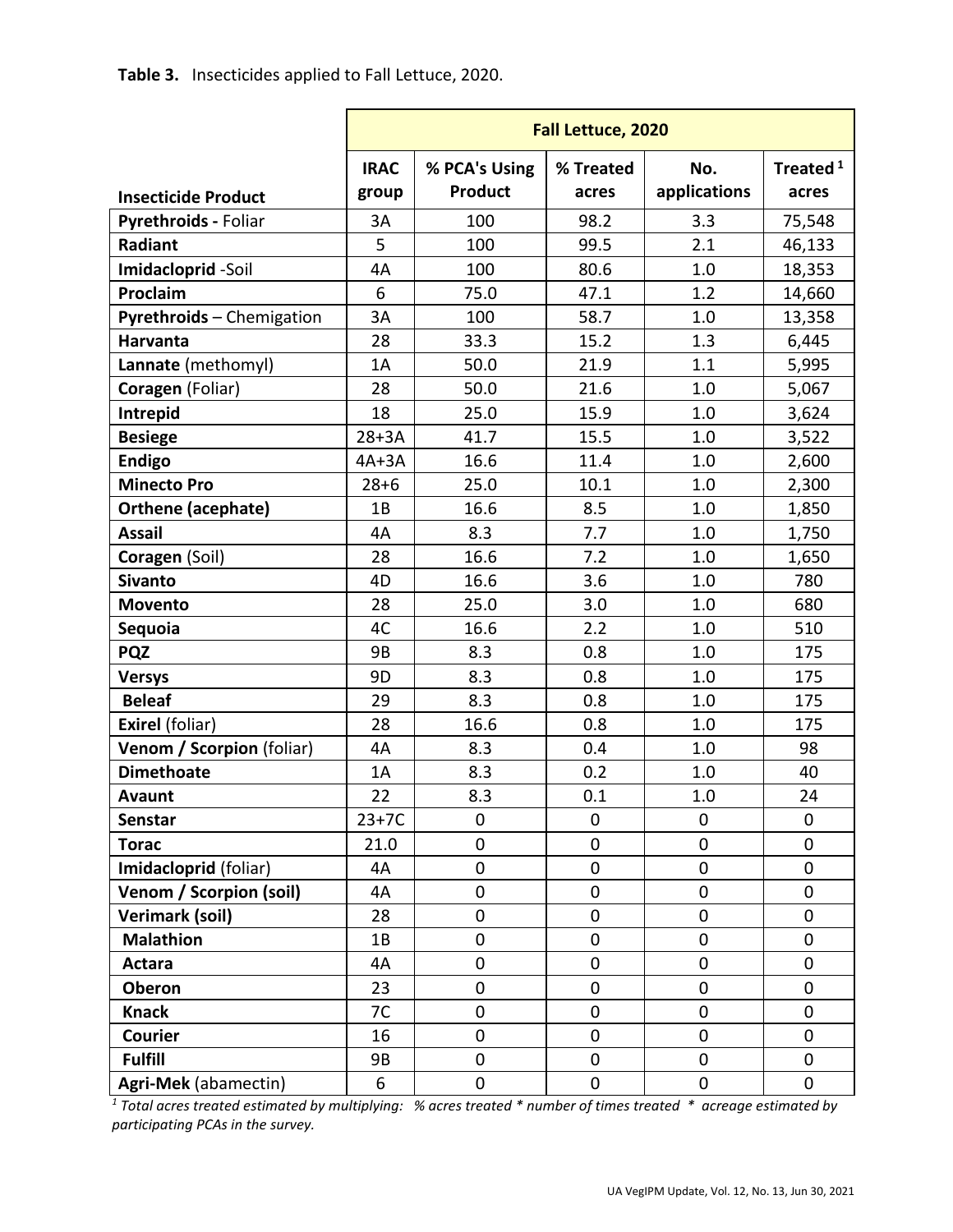**Table 3.** Insecticides applied to Fall Lettuce, 2020.

| | Fall Lettuce, 2020 | | | | |
|---|---|---|---|---|---|
| **Insecticide Product** | **IRAC group** | **% PCA's Using Product** | **% Treated acres** | **No. applications** | **Treated [1] acres** |
| **Pyrethroids -** Foliar | 3A | 100 | 98.2 | 3.3 | 75,548 |
| **Radiant** | 5 | 100 | 99.5 | 2.1 | 46,133 |
| **Imidacloprid** -Soil | 4A | 100 | 80.6 | 1.0 | 18,353 |
| **Proclaim** | 6 | 75.0 | 47.1 | 1.2 | 14,660 |
| **Pyrethroids** – Chemigation | 3A | 100 | 58.7 | 1.0 | 13,358 |
| **Harvanta** | 28 | 33.3 | 15.2 | 1.3 | 6,445 |
| **Lannate** (methomyl) | 1A | 50.0 | 21.9 | 1.1 | 5,995 |
| **Coragen** (Foliar) | 28 | 50.0 | 21.6 | 1.0 | 5,067 |
| **Intrepid** | 18 | 25.0 | 15.9 | 1.0 | 3,624 |
| **Besiege** | 28+3A | 41.7 | 15.5 | 1.0 | 3,522 |
| **Endigo** | 4A+3A | 16.6 | 11.4 | 1.0 | 2,600 |
| **Minecto Pro** | 28+6 | 25.0 | 10.1 | 1.0 | 2,300 |
| **Orthene (acephate)** | 1B | 16.6 | 8.5 | 1.0 | 1,850 |
| **Assail** | 4A | 8.3 | 7.7 | 1.0 | 1,750 |
| **Coragen** (Soil) | 28 | 16.6 | 7.2 | 1.0 | 1,650 |
| **Sivanto** | 4D | 16.6 | 3.6 | 1.0 | 780 |
| **Movento** | 28 | 25.0 | 3.0 | 1.0 | 680 |
| **Sequoia** | 4C | 16.6 | 2.2 | 1.0 | 510 |
| **PQZ** | 9B | 8.3 | 0.8 | 1.0 | 175 |
| **Versys** | 9D | 8.3 | 0.8 | 1.0 | 175 |
| **Beleaf** | 29 | 8.3 | 0.8 | 1.0 | 175 |
| **Exirel** (foliar) | 28 | 16.6 | 0.8 | 1.0 | 175 |
| **Venom / Scorpion** (foliar) | 4A | 8.3 | 0.4 | 1.0 | 98 |
| **Dimethoate** | 1A | 8.3 | 0.2 | 1.0 | 40 |
| **Avaunt** | 22 | 8.3 | 0.1 | 1.0 | 24 |
| **Senstar** | 23+7C | 0 | 0 | 0 | 0 |
| **Torac** | 21.0 | 0 | 0 | 0 | 0 |
| **Imidacloprid** (foliar) | 4A | 0 | 0 | 0 | 0 |
| **Venom / Scorpion (soil)** | 4A | 0 | 0 | 0 | 0 |
| **Verimark (soil)** | 28 | 0 | 0 | 0 | 0 |
| **Malathion** | 1B | 0 | 0 | 0 | 0 |
| **Actara** | 4A | 0 | 0 | 0 | 0 |
| **Oberon** | 23 | 0 | 0 | 0 | 0 |
| **Knack** | 7C | 0 | 0 | 0 | 0 |
| **Courier** | 16 | 0 | 0 | 0 | 0 |
| **Fulfill** | 9B | 0 | 0 | 0 | 0 |
| **Agri-Mek** (abamectin) | 6 | 0 | 0 | 0 | 0 |

*[1] Total acres treated estimated by multiplying: % acres treated * number of times treated * acreage estimated by participating PCAs in the survey.*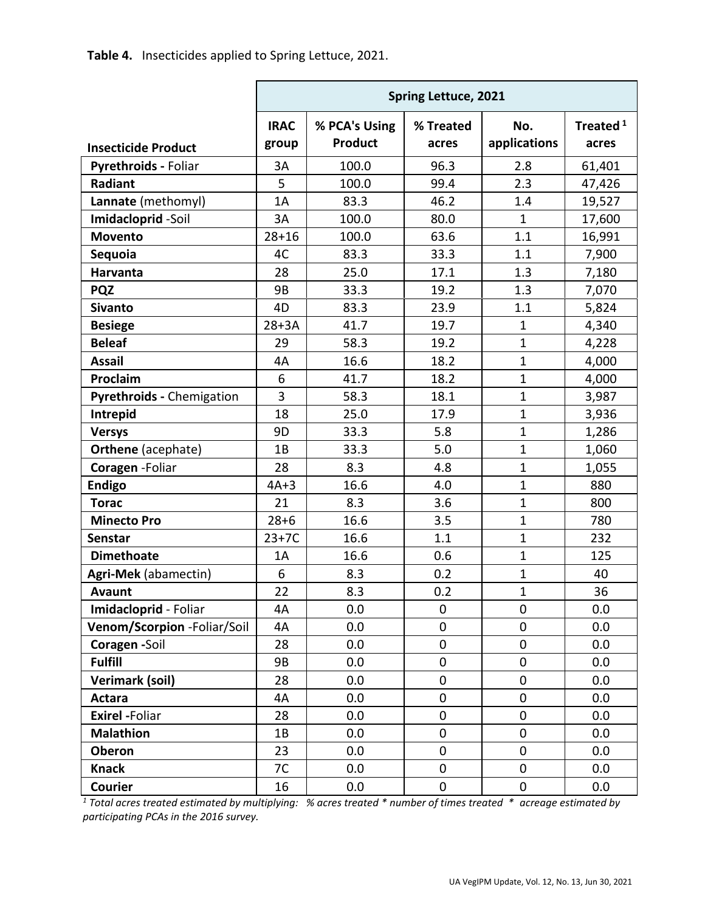**Table 4.** Insecticides applied to Spring Lettuce, 2021.

| Insecticide Product | Spring Lettuce, 2021 | | | | |
|---|---|---|---|---|---|
| | IRAC group | % PCA's Using Product | % Treated acres | No. applications | Treated[1] acres |
| **Pyrethroids -** Foliar | 3A | 100.0 | 96.3 | 2.8 | 61,401 |
| **Radiant** | 5 | 100.0 | 99.4 | 2.3 | 47,426 |
| **Lannate** (methomyl) | 1A | 83.3 | 46.2 | 1.4 | 19,527 |
| **Imidacloprid** -Soil | 3A | 100.0 | 80.0 | 1 | 17,600 |
| **Movento** | 28+16 | 100.0 | 63.6 | 1.1 | 16,991 |
| **Sequoia** | 4C | 83.3 | 33.3 | 1.1 | 7,900 |
| **Harvanta** | 28 | 25.0 | 17.1 | 1.3 | 7,180 |
| **PQZ** | 9B | 33.3 | 19.2 | 1.3 | 7,070 |
| **Sivanto** | 4D | 83.3 | 23.9 | 1.1 | 5,824 |
| **Besiege** | 28+3A | 41.7 | 19.7 | 1 | 4,340 |
| **Beleaf** | 29 | 58.3 | 19.2 | 1 | 4,228 |
| **Assail** | 4A | 16.6 | 18.2 | 1 | 4,000 |
| **Proclaim** | 6 | 41.7 | 18.2 | 1 | 4,000 |
| **Pyrethroids -** Chemigation | 3 | 58.3 | 18.1 | 1 | 3,987 |
| **Intrepid** | 18 | 25.0 | 17.9 | 1 | 3,936 |
| **Versys** | 9D | 33.3 | 5.8 | 1 | 1,286 |
| **Orthene** (acephate) | 1B | 33.3 | 5.0 | 1 | 1,060 |
| **Coragen** -Foliar | 28 | 8.3 | 4.8 | 1 | 1,055 |
| **Endigo** | 4A+3 | 16.6 | 4.0 | 1 | 880 |
| **Torac** | 21 | 8.3 | 3.6 | 1 | 800 |
| **Minecto Pro** | 28+6 | 16.6 | 3.5 | 1 | 780 |
| **Senstar** | 23+7C | 16.6 | 1.1 | 1 | 232 |
| **Dimethoate** | 1A | 16.6 | 0.6 | 1 | 125 |
| **Agri-Mek** (abamectin) | 6 | 8.3 | 0.2 | 1 | 40 |
| **Avaunt** | 22 | 8.3 | 0.2 | 1 | 36 |
| **Imidacloprid** - Foliar | 4A | 0.0 | 0 | 0 | 0.0 |
| **Venom/Scorpion** -Foliar/Soil | 4A | 0.0 | 0 | 0 | 0.0 |
| **Coragen** -Soil | 28 | 0.0 | 0 | 0 | 0.0 |
| **Fulfill** | 9B | 0.0 | 0 | 0 | 0.0 |
| **Verimark (soil)** | 28 | 0.0 | 0 | 0 | 0.0 |
| **Actara** | 4A | 0.0 | 0 | 0 | 0.0 |
| **Exirel** -Foliar | 28 | 0.0 | 0 | 0 | 0.0 |
| **Malathion** | 1B | 0.0 | 0 | 0 | 0.0 |
| **Oberon** | 23 | 0.0 | 0 | 0 | 0.0 |
| **Knack** | 7C | 0.0 | 0 | 0 | 0.0 |
| **Courier** | 16 | 0.0 | 0 | 0 | 0.0 |

*[1] Total acres treated estimated by multiplying: % acres treated * number of times treated * acreage estimated by participating PCAs in the 2016 survey.*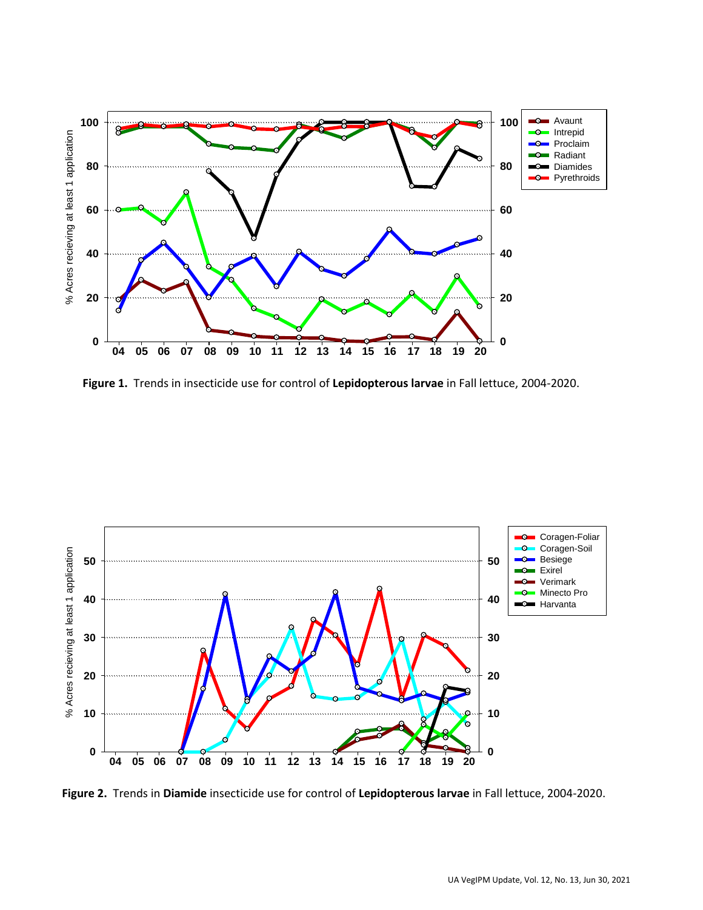**Figure 1.** Trends in insecticide use for control of **Lepidopterous larvae** in Fall lettuce, 2004-2020.

**Figure 2.** Trends in **Diamide** insecticide use for control of **Lepidopterous larvae** in Fall lettuce, 2004-2020.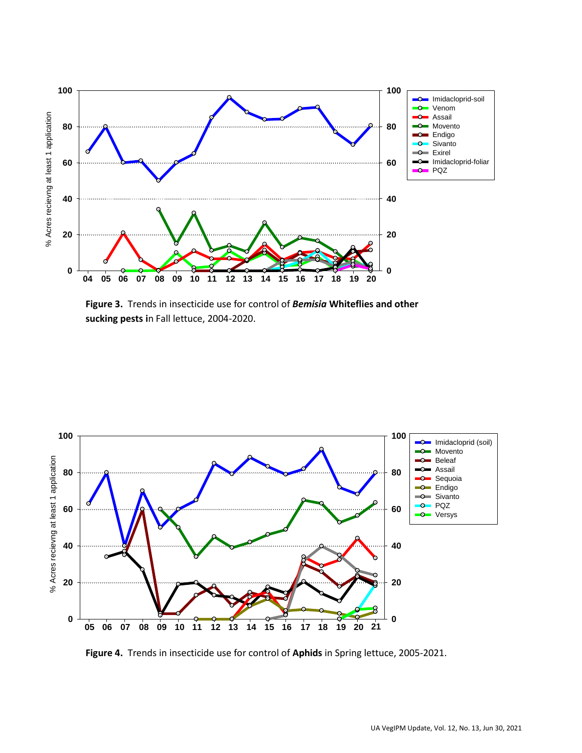**Figure 3.** Trends in insecticide use for control of ***Bemisia* Whiteflies and other sucking pests i**n Fall lettuce, 2004-2020.

**Figure 4.** Trends in insecticide use for control of **Aphids** in Spring lettuce, 2005-2021.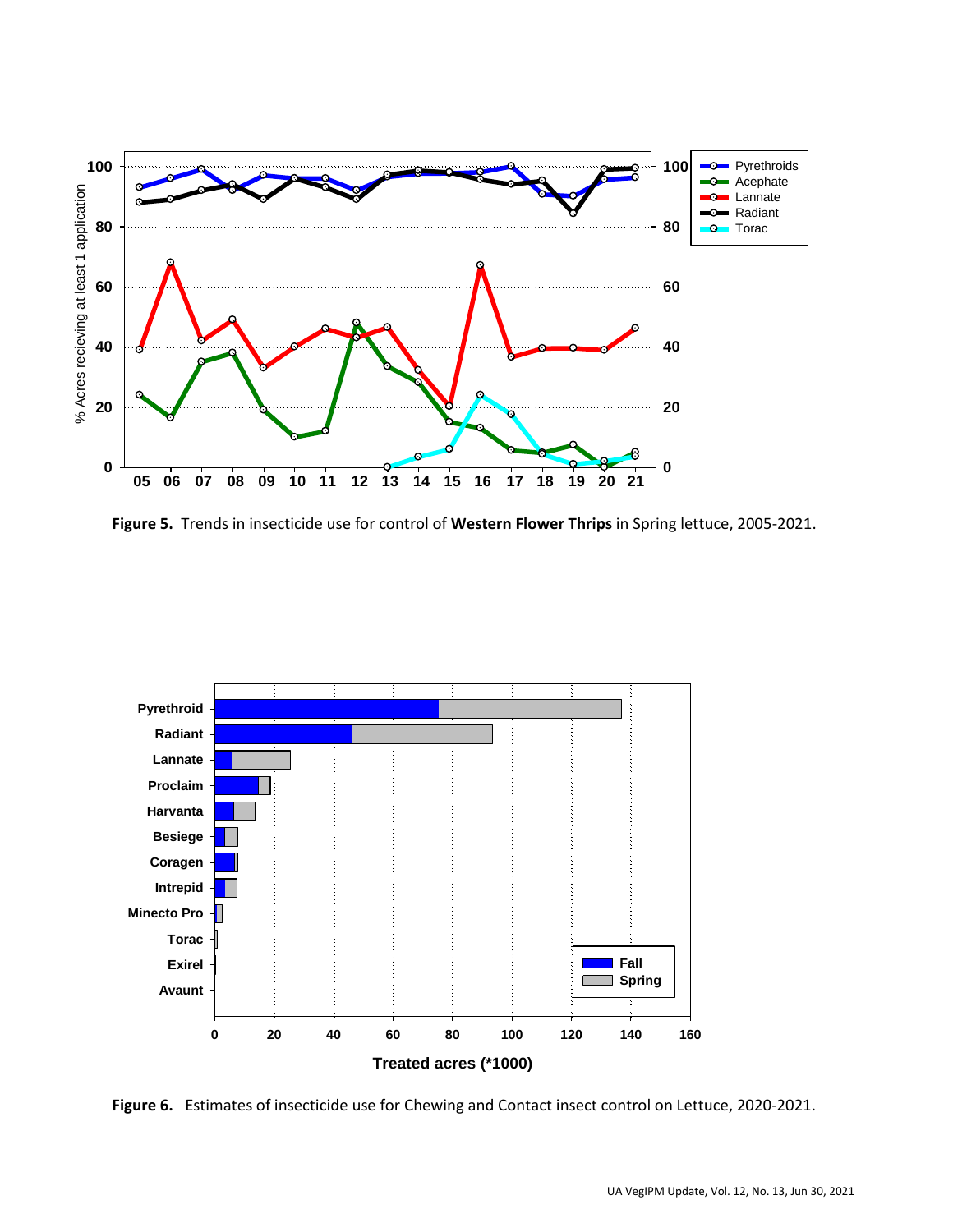**Figure 5.** Trends in insecticide use for control of **Western Flower Thrips** in Spring lettuce, 2005-2021.

**Figure 6.** Estimates of insecticide use for Chewing and Contact insect control on Lettuce, 2020-2021.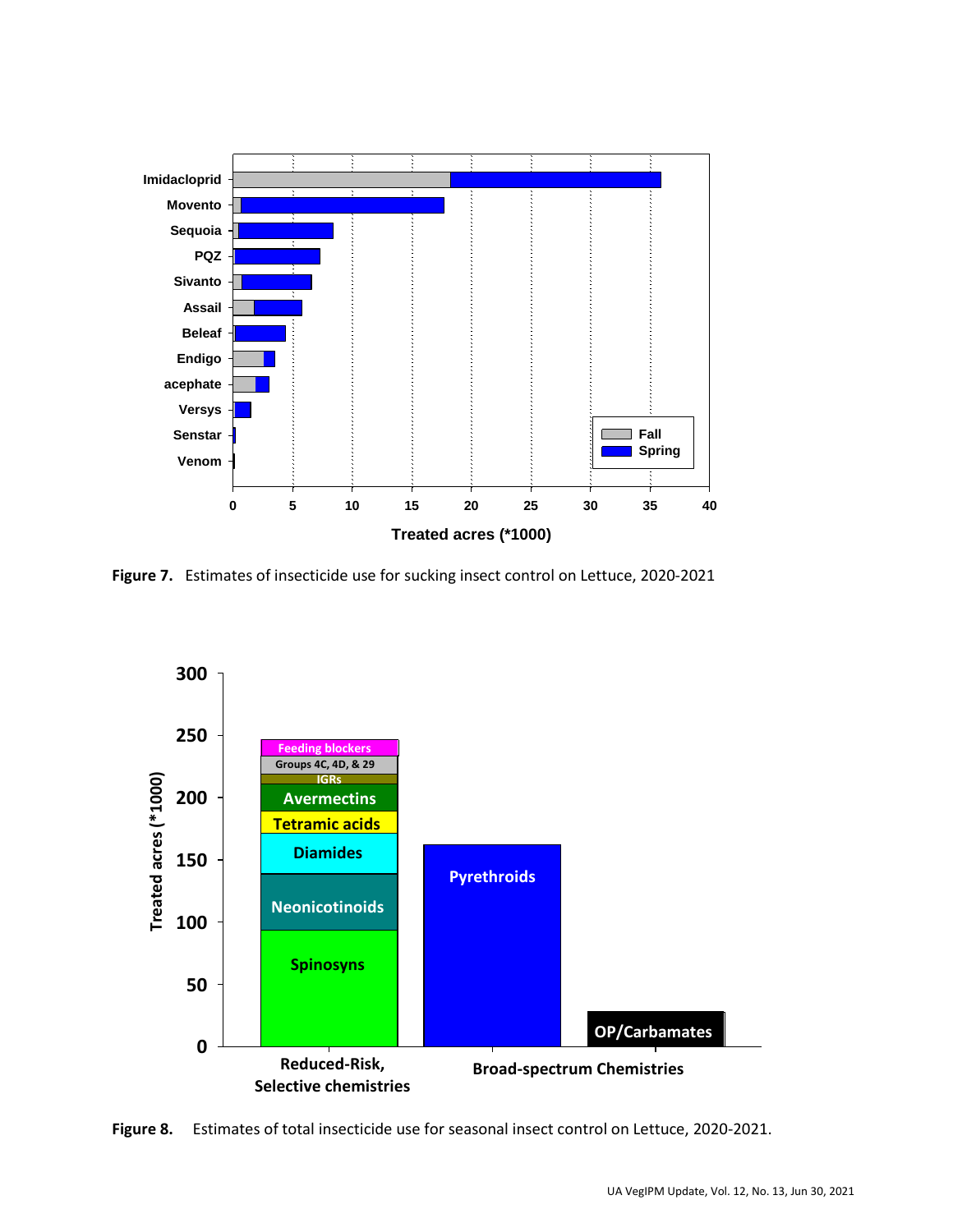**Figure 7.** Estimates of insecticide use for sucking insect control on Lettuce, 2020-2021

**Figure 8.** Estimates of total insecticide use for seasonal insect control on Lettuce, 2020-2021.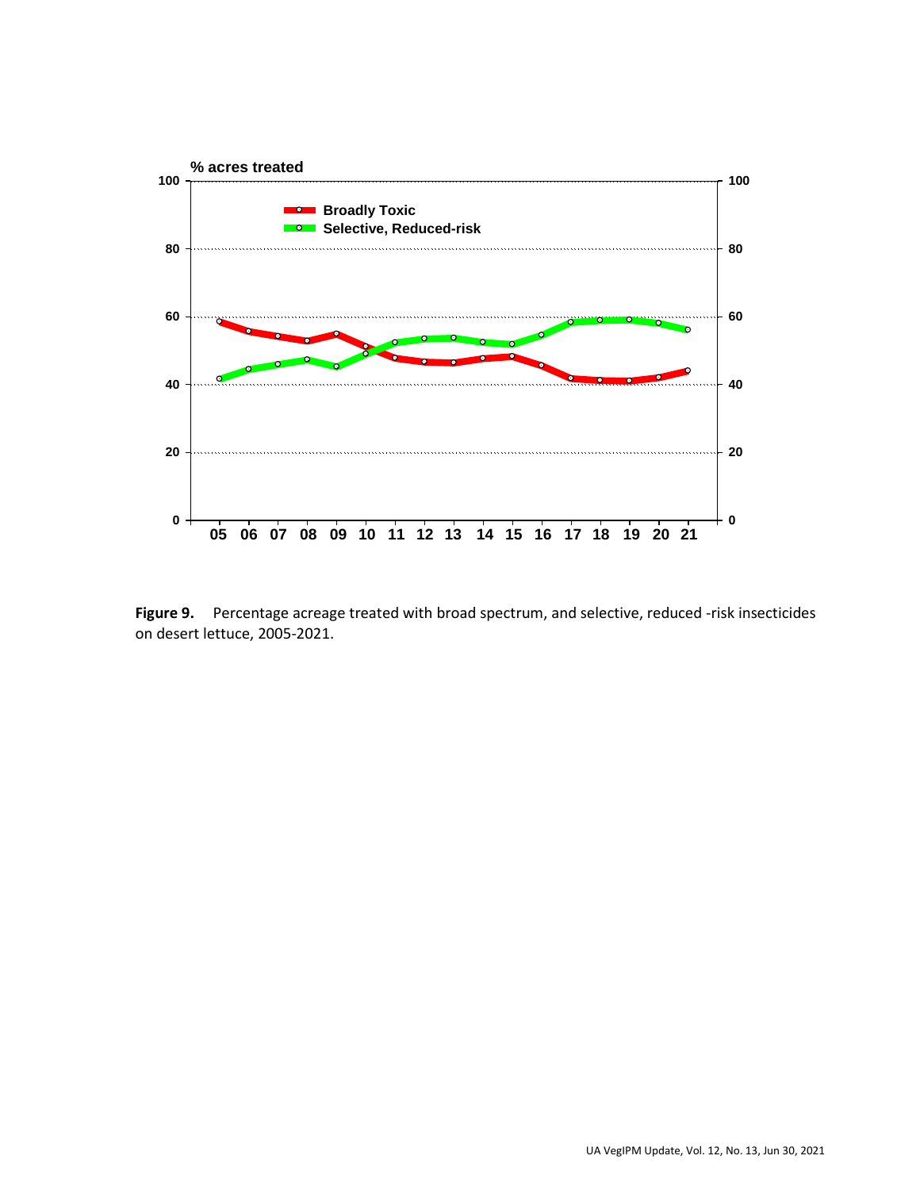% acres treated

100

80

60

40

20

0

Broadly Toxic

Selective, Reduced-risk

05 06 07 08 09 10 11 12 13 14 15 16 17 18 19 20 21

**Figure 9.** Percentage acreage treated with broad spectrum, and selective, reduced -risk insecticides on desert lettuce, 2005-2021.